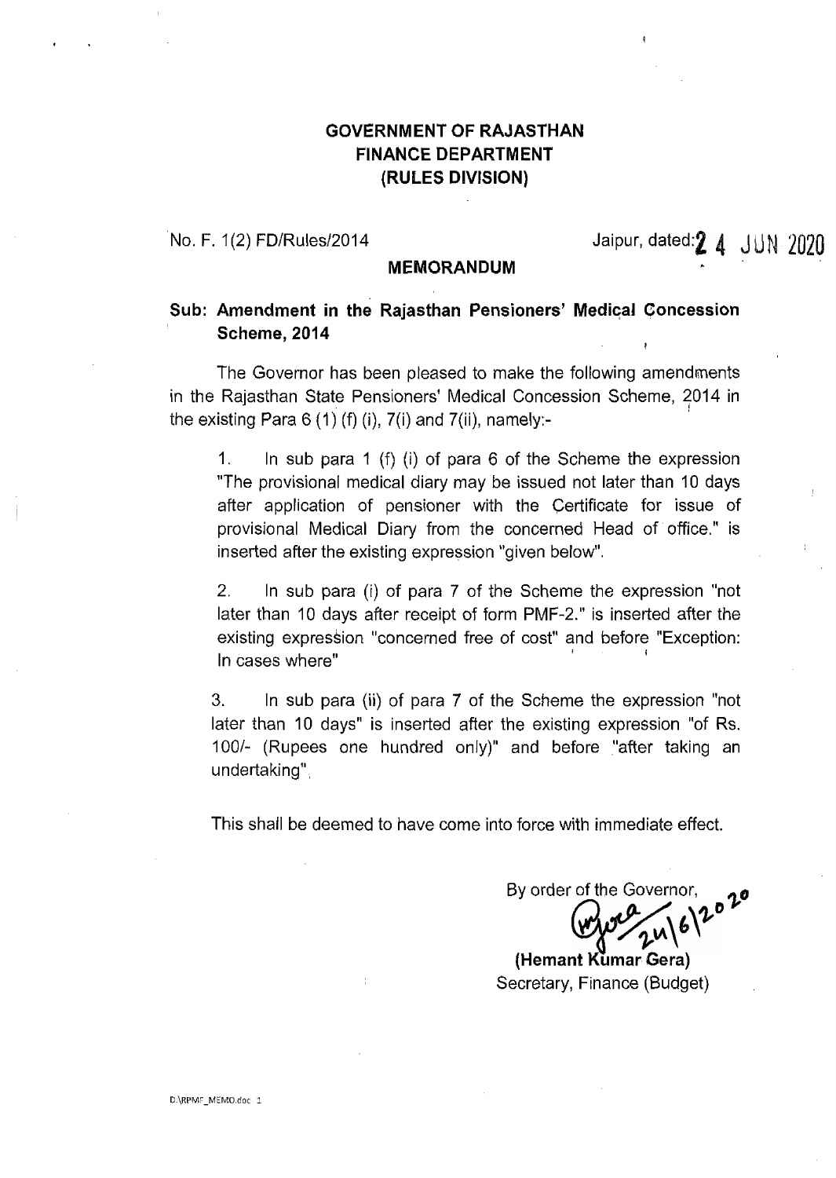**GOVERNMENT OF RAJASTHAN**
**FINANCE DEPARTMENT**
**(RULES DIVISION)**

No. F. 1(2) FD/Rules/2014 Jaipur, dated: 24 JUN 2020

**MEMORANDUM**

**Sub: Amendment in the Rajasthan Pensioners' Medical Concession Scheme, 2014**

The Governor has been pleased to make the following amendments in the Rajasthan State Pensioners' Medical Concession Scheme, 2014 in the existing Para 6 (1) (f) (i), 7(i) and 7(ii), namely:-

1. In sub para 1 (f) (i) of para 6 of the Scheme the expression "The provisional medical diary may be issued not later than 10 days after application of pensioner with the Certificate for issue of provisional Medical Diary from the concerned Head of office." is inserted after the existing expression "given below".

2. In sub para (i) of para 7 of the Scheme the expression "not later than 10 days after receipt of form PMF-2." is inserted after the existing expression "concerned free of cost" and before "Exception: In cases where"

3. In sub para (ii) of para 7 of the Scheme the expression "not later than 10 days" is inserted after the existing expression "of Rs. 100/- (Rupees one hundred only)" and before "after taking an undertaking".

This shall be deemed to have come into force with immediate effect.

By order of the Governor,

24/6/2020

**(Hemant Kumar Gera)**
Secretary, Finance (Budget)

D:\RPMF_MEMO.doc 1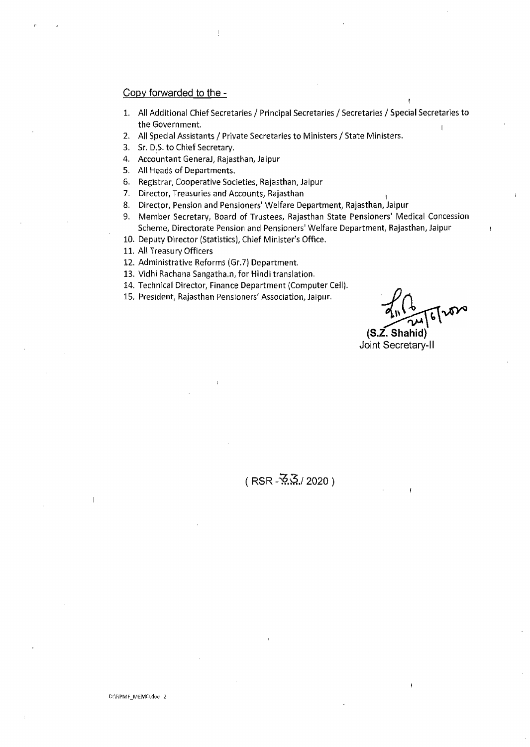Copy forwarded to the -

1. All Additional Chief Secretaries / Principal Secretaries / Secretaries / Special Secretaries to the Government.
2. All Special Assistants / Private Secretaries to Ministers / State Ministers.
3. Sr. D.S. to Chief Secretary.
4. Accountant GeneraJ, Rajasthan, Jaipur
5. All Heads of Departments.
6. Registrar, Cooperative Societies, Rajasthan, Jaipur
7. Director, Treasuries and Accounts, Rajasthan
8. Director, Pension and Pensioners' Welfare Department, Rajasthan, Jaipur
9. Member Secretary, Board of Trustees, Rajasthan State Pensioners' Medical Concession Scheme, Directorate Pension and Pensioners' Welfare Department, Rajasthan, Jaipur
10. Deputy Director (Statistics), Chief Minister's Office.
11. All Treasury Officers
12. Administrative Reforms (Gr.7) Department.
13. Vidhi Rachana Sangatha.n, for Hindi translation.
14. Technical Director, Finance Department (Computer Cell).
15. President, Rajasthan Pensioners' Association, Jaipur.

24/6/2020

(S.Z. Shahid)
Joint Secretary-II

( RSR - 33 / 2020 )

D:\RPMF_MEMO.doc 2